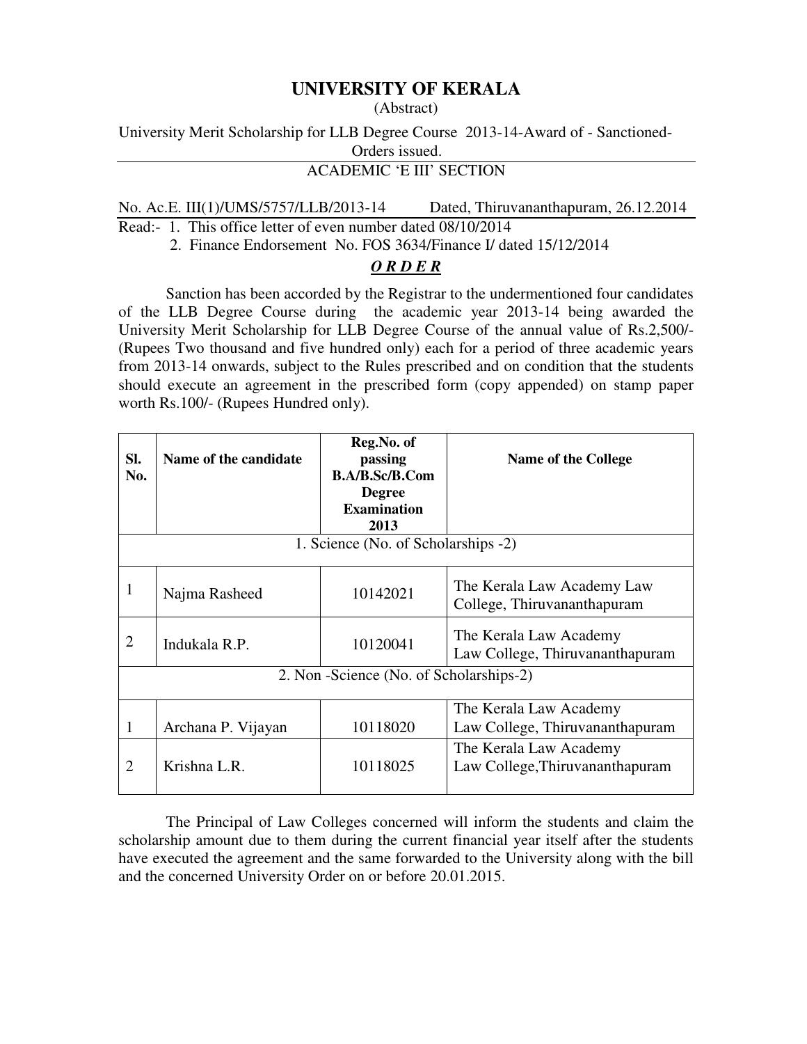# UNIVERSITY OF KERALA

(Abstract)

University Merit Scholarship for LLB Degree Course 2013-14-Award of - Sanctioned- Orders issued.

ACADEMIC 'E III' SECTION

No. Ac.E. III(1)/UMS/5757/LLB/2013-14 Dated, Thiruvananthapuram, 26.12.2014

Read:- 1. This office letter of even number dated 08/10/2014

2. Finance Endorsement No. FOS 3634/Finance I/ dated 15/12/2014

***O R D E R***

Sanction has been accorded by the Registrar to the undermentioned four candidates of the LLB Degree Course during the academic year 2013-14 being awarded the University Merit Scholarship for LLB Degree Course of the annual value of Rs.2,500/- (Rupees Two thousand and five hundred only) each for a period of three academic years from 2013-14 onwards, subject to the Rules prescribed and on condition that the students should execute an agreement in the prescribed form (copy appended) on stamp paper worth Rs.100/- (Rupees Hundred only).

| Sl. No. | Name of the candidate | Reg.No. of passing B.A/B.Sc/B.Com Degree Examination 2013 | Name of the College |
|---|---|---|---|
| 1. Science (No. of Scholarships -2) | | | |
| 1 | Najma Rasheed | 10142021 | The Kerala Law Academy Law College, Thiruvananthapuram |
| 2 | Indukala R.P. | 10120041 | The Kerala Law Academy Law College, Thiruvananthapuram |
| 2. Non -Science (No. of Scholarships-2) | | | |
| 1 | Archana P. Vijayan | 10118020 | The Kerala Law Academy Law College, Thiruvananthapuram |
| 2 | Krishna L.R. | 10118025 | The Kerala Law Academy Law College,Thiruvananthapuram |

The Principal of Law Colleges concerned will inform the students and claim the scholarship amount due to them during the current financial year itself after the students have executed the agreement and the same forwarded to the University along with the bill and the concerned University Order on or before 20.01.2015.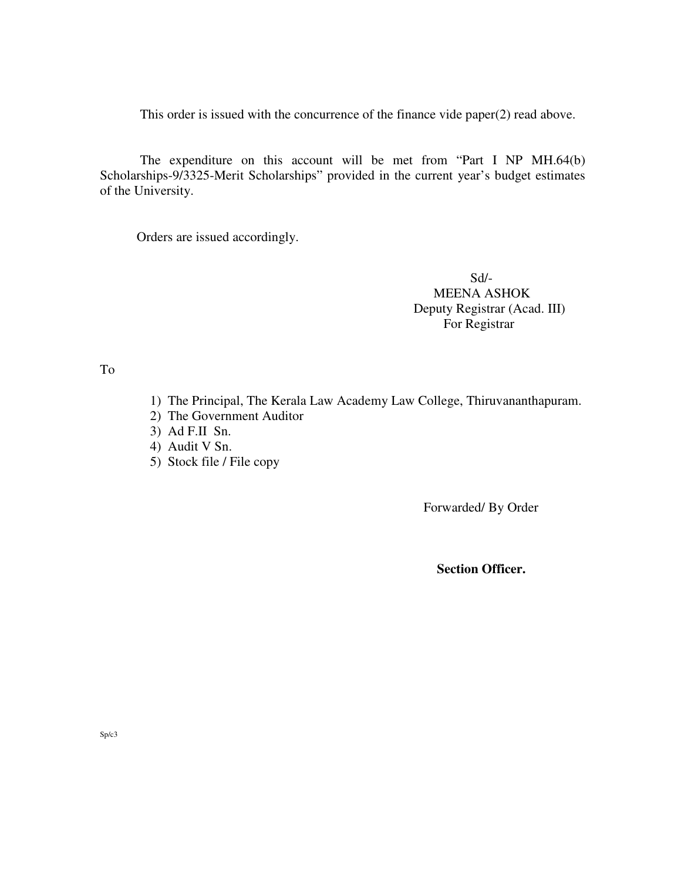This order is issued with the concurrence of the finance vide paper(2) read above.

The expenditure on this account will be met from "Part I NP MH.64(b) Scholarships-9/3325-Merit Scholarships" provided in the current year's budget estimates of the University.

Orders are issued accordingly.

Sd/-
MEENA ASHOK
Deputy Registrar (Acad. III)
For Registrar

To

1) The Principal, The Kerala Law Academy Law College, Thiruvananthapuram.
2) The Government Auditor
3) Ad F.II Sn.
4) Audit V Sn.
5) Stock file / File copy

Forwarded/ By Order

**Section Officer.**

Sp/c3